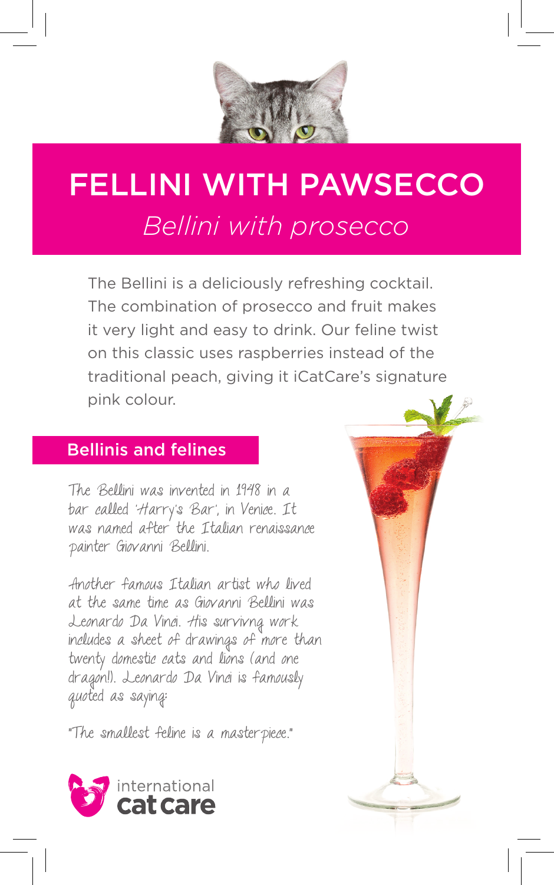# FELLINI WITH PAWSECCO

*Bellini with prosecco*

The Bellini is a deliciously refreshing cocktail. The combination of prosecco and fruit makes it very light and easy to drink. Our feline twist on this classic uses raspberries instead of the traditional peach, giving it iCatCare's signature pink colour.

## Bellinis and felines

The Bellini was invented in 1948 in a bar called 'Harry's Bar', in Venice. It was named after the Italian renaissance painter Giovanni Bellini.

Another famous Italian artist who lived at the same time as Giovanni Bellini was Leonardo Da Vinci. His surviving work includes a sheet of drawings of more than twenty domestic cats and lions (and one dragon!). Leonardo Da Vinci is famously quoted as saying:

"The smallest feline is a masterpiece."

international cat care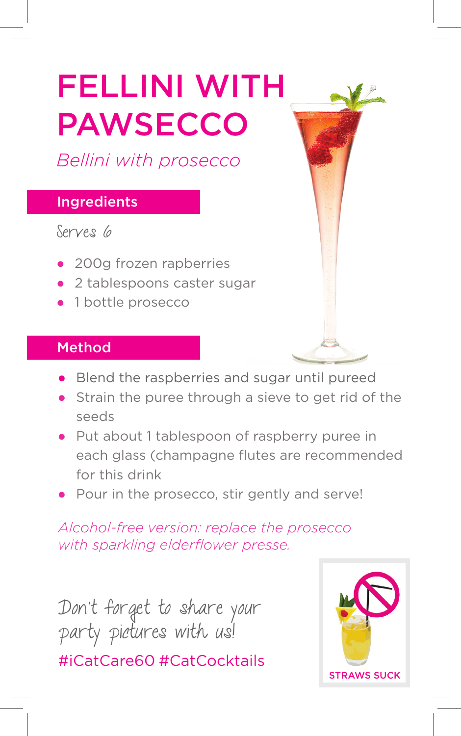# FELLINI WITH PAWSECCO

*Bellini with prosecco*

## Ingredients

Serves 6

- 200g frozen rapberries
- 2 tablespoons caster sugar
- 1 bottle prosecco

## Method

- Blend the raspberries and sugar until pureed
- Strain the puree through a sieve to get rid of the seeds
- Put about 1 tablespoon of raspberry puree in each glass (champagne flutes are recommended for this drink
- Pour in the prosecco, stir gently and serve!

*Alcohol-free version: replace the prosecco with sparkling elderflower presse.*

Don't forget to share your party pictures with us!

#iCatCare60 #CatCocktails

STRAWS SUCK